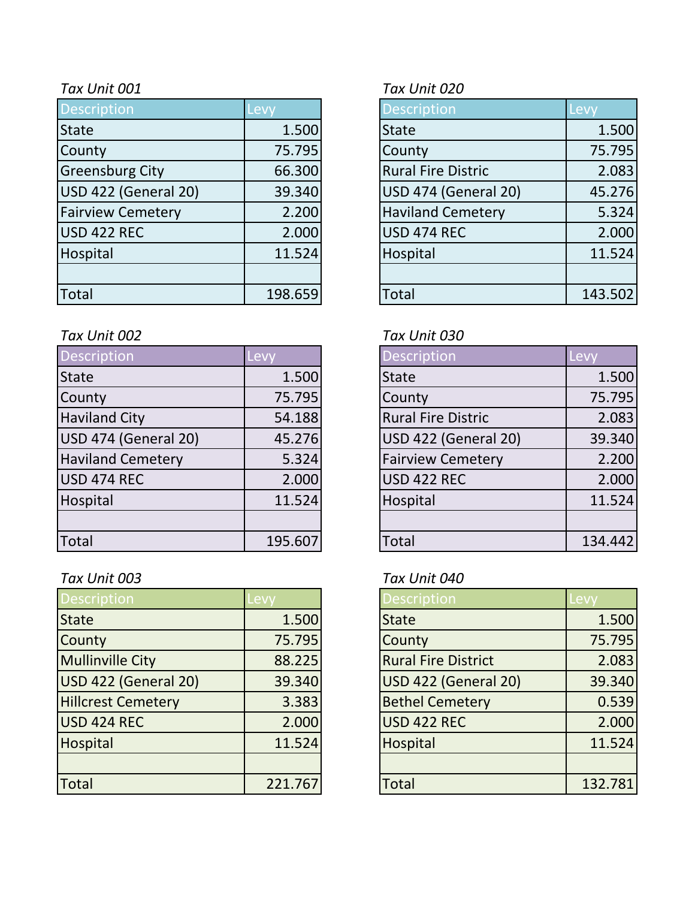*Tax Unit 001*

| Description | Levy |
|---|---|
| State | 1.500 |
| County | 75.795 |
| Greensburg City | 66.300 |
| USD 422 (General 20) | 39.340 |
| Fairview Cemetery | 2.200 |
| USD 422 REC | 2.000 |
| Hospital | 11.524 |
| | |
| Total | 198.659 |

*Tax Unit 002*

| Description | Levy |
|---|---|
| State | 1.500 |
| County | 75.795 |
| Haviland City | 54.188 |
| USD 474 (General 20) | 45.276 |
| Haviland Cemetery | 5.324 |
| USD 474 REC | 2.000 |
| Hospital | 11.524 |
| | |
| Total | 195.607 |

*Tax Unit 003*

| Description | Levy |
|---|---|
| State | 1.500 |
| County | 75.795 |
| Mullinville City | 88.225 |
| USD 422 (General 20) | 39.340 |
| Hillcrest Cemetery | 3.383 |
| USD 424 REC | 2.000 |
| Hospital | 11.524 |
| | |
| Total | 221.767 |

*Tax Unit 020*

| Description | Levy |
|---|---|
| State | 1.500 |
| County | 75.795 |
| Rural Fire Distric | 2.083 |
| USD 474 (General 20) | 45.276 |
| Haviland Cemetery | 5.324 |
| USD 474 REC | 2.000 |
| Hospital | 11.524 |
| | |
| Total | 143.502 |

*Tax Unit 030*

| Description | Levy |
|---|---|
| State | 1.500 |
| County | 75.795 |
| Rural Fire Distric | 2.083 |
| USD 422 (General 20) | 39.340 |
| Fairview Cemetery | 2.200 |
| USD 422 REC | 2.000 |
| Hospital | 11.524 |
| | |
| Total | 134.442 |

*Tax Unit 040*

| Description | Levy |
|---|---|
| State | 1.500 |
| County | 75.795 |
| Rural Fire District | 2.083 |
| USD 422 (General 20) | 39.340 |
| Bethel Cemetery | 0.539 |
| USD 422 REC | 2.000 |
| Hospital | 11.524 |
| | |
| Total | 132.781 |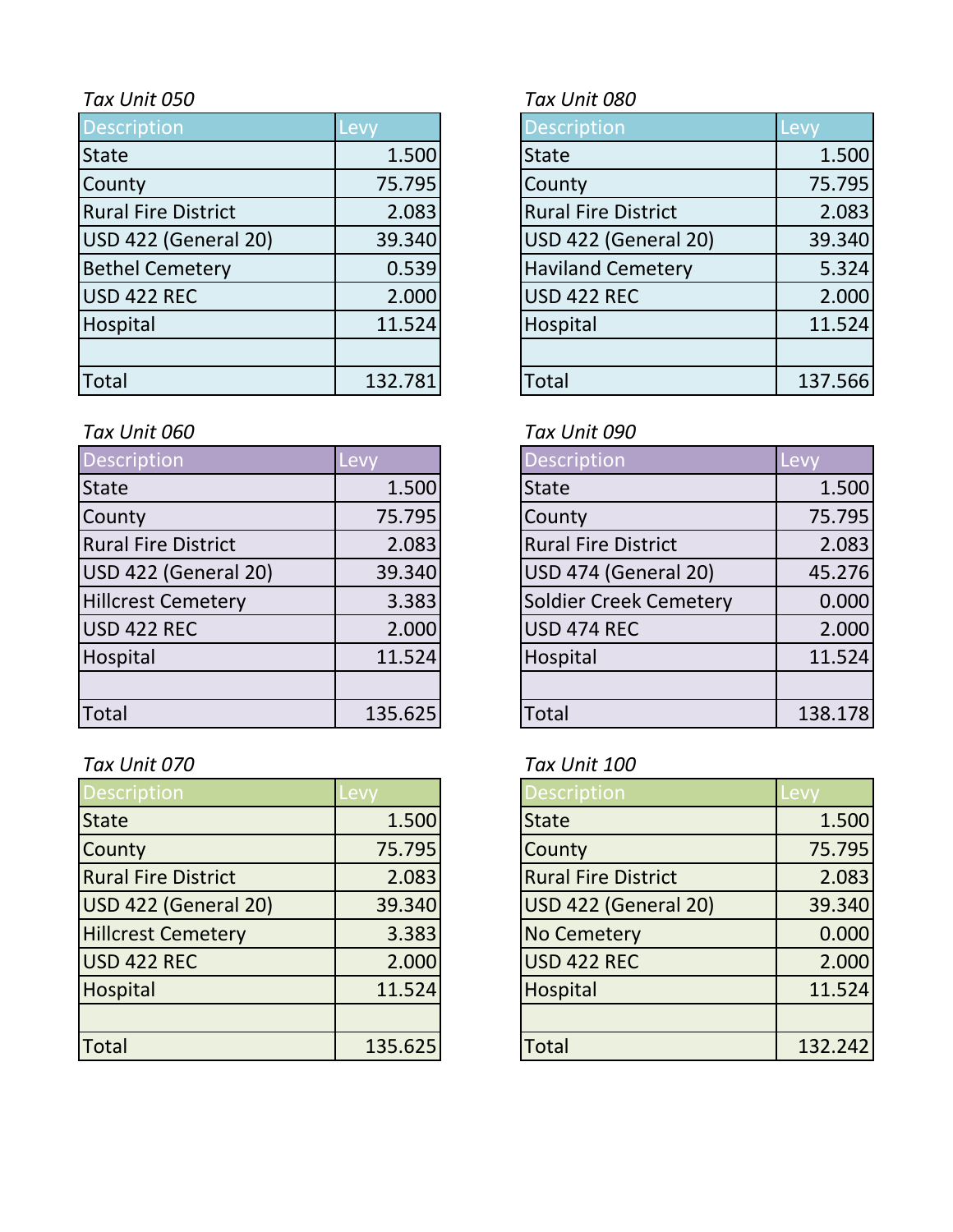*Tax Unit 050*

| Description | Levy |
|---|---|
| State | 1.500 |
| County | 75.795 |
| Rural Fire District | 2.083 |
| USD 422 (General 20) | 39.340 |
| Bethel Cemetery | 0.539 |
| USD 422 REC | 2.000 |
| Hospital | 11.524 |
| | |
| Total | 132.781 |

*Tax Unit 060*

| Description | Levy |
|---|---|
| State | 1.500 |
| County | 75.795 |
| Rural Fire District | 2.083 |
| USD 422 (General 20) | 39.340 |
| Hillcrest Cemetery | 3.383 |
| USD 422 REC | 2.000 |
| Hospital | 11.524 |
| | |
| Total | 135.625 |

*Tax Unit 070*

| Description | Levy |
|---|---|
| State | 1.500 |
| County | 75.795 |
| Rural Fire District | 2.083 |
| USD 422 (General 20) | 39.340 |
| Hillcrest Cemetery | 3.383 |
| USD 422 REC | 2.000 |
| Hospital | 11.524 |
| | |
| Total | 135.625 |

*Tax Unit 080*

| Description | Levy |
|---|---|
| State | 1.500 |
| County | 75.795 |
| Rural Fire District | 2.083 |
| USD 422 (General 20) | 39.340 |
| Haviland Cemetery | 5.324 |
| USD 422 REC | 2.000 |
| Hospital | 11.524 |
| | |
| Total | 137.566 |

*Tax Unit 090*

| Description | Levy |
|---|---|
| State | 1.500 |
| County | 75.795 |
| Rural Fire District | 2.083 |
| USD 474 (General 20) | 45.276 |
| Soldier Creek Cemetery | 0.000 |
| USD 474 REC | 2.000 |
| Hospital | 11.524 |
| | |
| Total | 138.178 |

*Tax Unit 100*

| Description | Levy |
|---|---|
| State | 1.500 |
| County | 75.795 |
| Rural Fire District | 2.083 |
| USD 422 (General 20) | 39.340 |
| No Cemetery | 0.000 |
| USD 422 REC | 2.000 |
| Hospital | 11.524 |
| | |
| Total | 132.242 |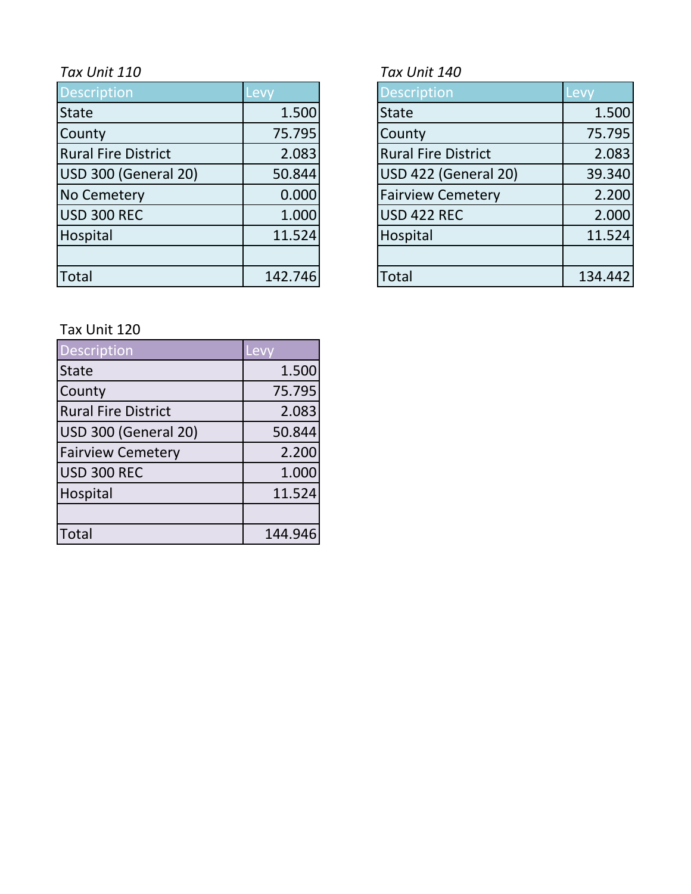*Tax Unit 110*

| Description | Levy |
|---|---|
| State | 1.500 |
| County | 75.795 |
| Rural Fire District | 2.083 |
| USD 300 (General 20) | 50.844 |
| No Cemetery | 0.000 |
| USD 300 REC | 1.000 |
| Hospital | 11.524 |
| | |
| Total | 142.746 |

*Tax Unit 140*

| Description | Levy |
|---|---|
| State | 1.500 |
| County | 75.795 |
| Rural Fire District | 2.083 |
| USD 422 (General 20) | 39.340 |
| Fairview Cemetery | 2.200 |
| USD 422 REC | 2.000 |
| Hospital | 11.524 |
| | |
| Total | 134.442 |

Tax Unit 120

| Description | Levy |
|---|---|
| State | 1.500 |
| County | 75.795 |
| Rural Fire District | 2.083 |
| USD 300 (General 20) | 50.844 |
| Fairview Cemetery | 2.200 |
| USD 300 REC | 1.000 |
| Hospital | 11.524 |
| | |
| Total | 144.946 |